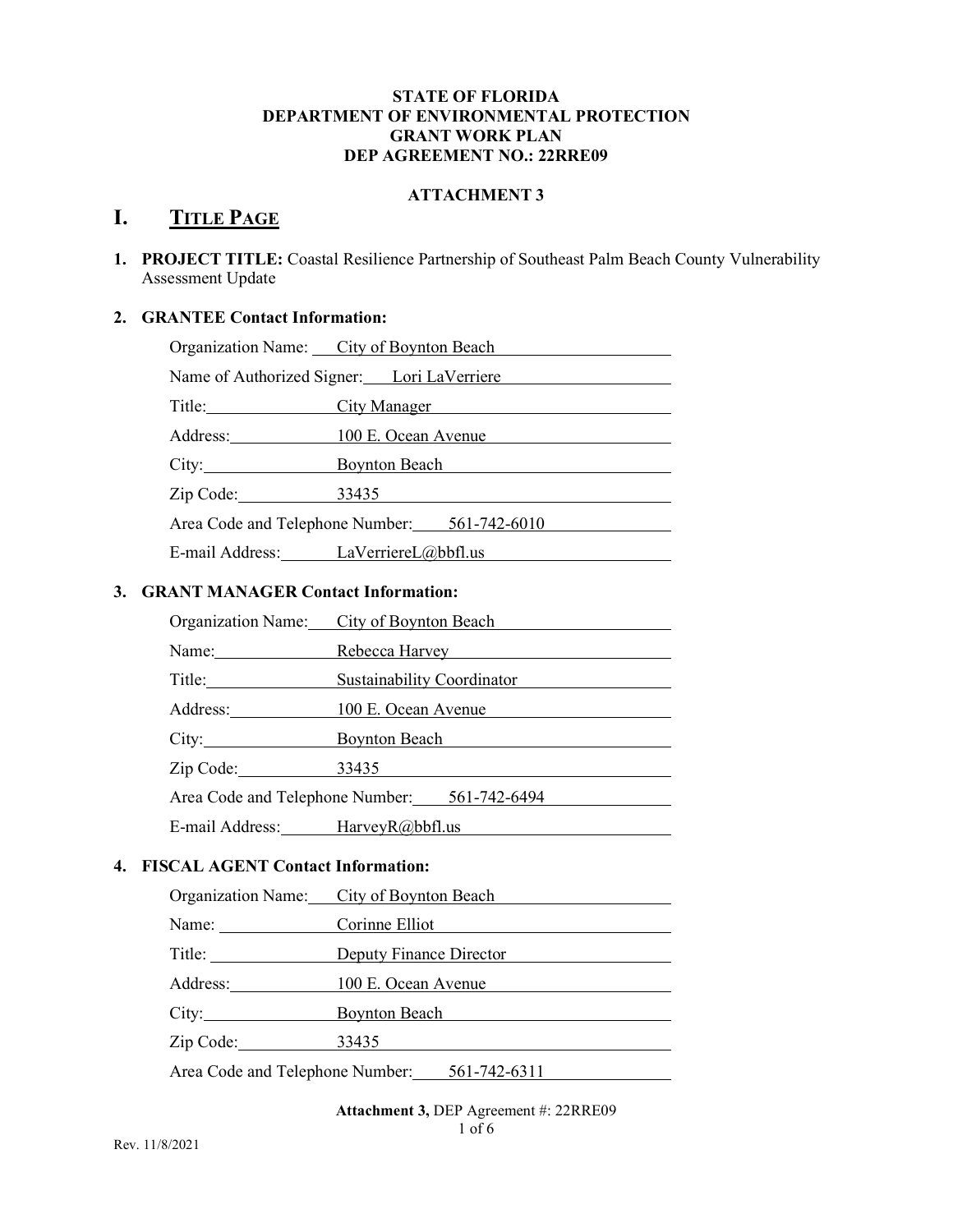**STATE OF FLORIDA**
**DEPARTMENT OF ENVIRONMENTAL PROTECTION**
**GRANT WORK PLAN**
**DEP AGREEMENT NO.: 22RRE09**

**ATTACHMENT 3**

# I. TITLE PAGE

1. **PROJECT TITLE:** Coastal Resilience Partnership of Southeast Palm Beach County Vulnerability Assessment Update

2. **GRANTEE Contact Information:**

   Organization Name: City of Boynton Beach
   Name of Authorized Signer: Lori LaVerriere
   Title: City Manager
   Address: 100 E. Ocean Avenue
   City: Boynton Beach
   Zip Code: 33435
   Area Code and Telephone Number: 561-742-6010
   E-mail Address: LaVerriereL@bbfl.us

3. **GRANT MANAGER Contact Information:**

   Organization Name: City of Boynton Beach
   Name: Rebecca Harvey
   Title: Sustainability Coordinator
   Address: 100 E. Ocean Avenue
   City: Boynton Beach
   Zip Code: 33435
   Area Code and Telephone Number: 561-742-6494
   E-mail Address: HarveyR@bbfl.us

4. **FISCAL AGENT Contact Information:**

   Organization Name: City of Boynton Beach
   Name: Corinne Elliot
   Title: Deputy Finance Director
   Address: 100 E. Ocean Avenue
   City: Boynton Beach
   Zip Code: 33435
   Area Code and Telephone Number: 561-742-6311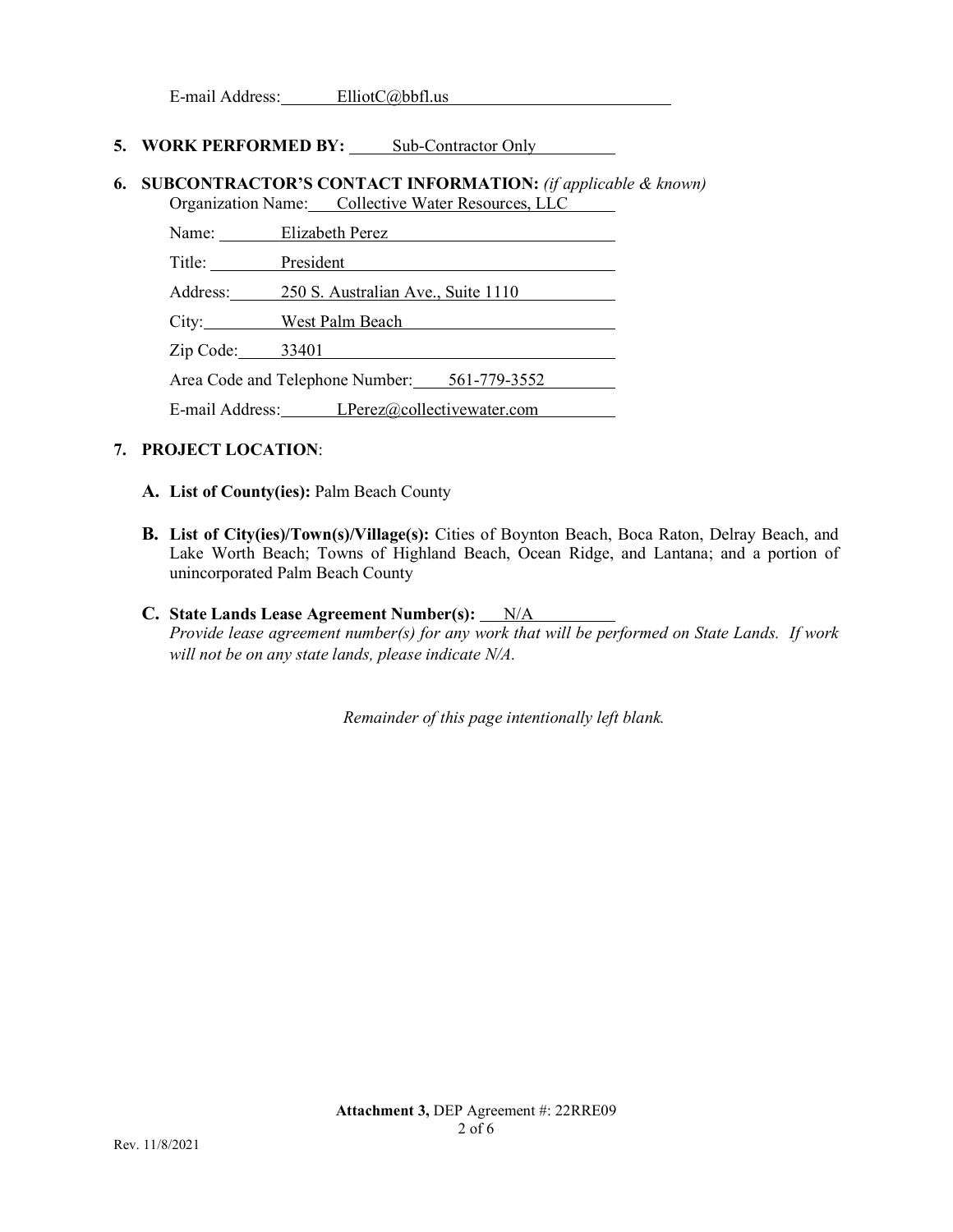E-mail Address: ElliotC@bbfl.us

**5. WORK PERFORMED BY:** Sub-Contractor Only

**6. SUBCONTRACTOR'S CONTACT INFORMATION:** *(if applicable & known)*

Organization Name: Collective Water Resources, LLC

Name: Elizabeth Perez

Title: President

Address: 250 S. Australian Ave., Suite 1110

City: West Palm Beach

Zip Code: 33401

Area Code and Telephone Number: 561-779-3552

E-mail Address: LPerez@collectivewater.com

**7. PROJECT LOCATION**:

**A. List of County(ies):** Palm Beach County

**B. List of City(ies)/Town(s)/Village(s):** Cities of Boynton Beach, Boca Raton, Delray Beach, and Lake Worth Beach; Towns of Highland Beach, Ocean Ridge, and Lantana; and a portion of unincorporated Palm Beach County

**C. State Lands Lease Agreement Number(s):** N/A

*Provide lease agreement number(s) for any work that will be performed on State Lands. If work will not be on any state lands, please indicate N/A.*

*Remainder of this page intentionally left blank.*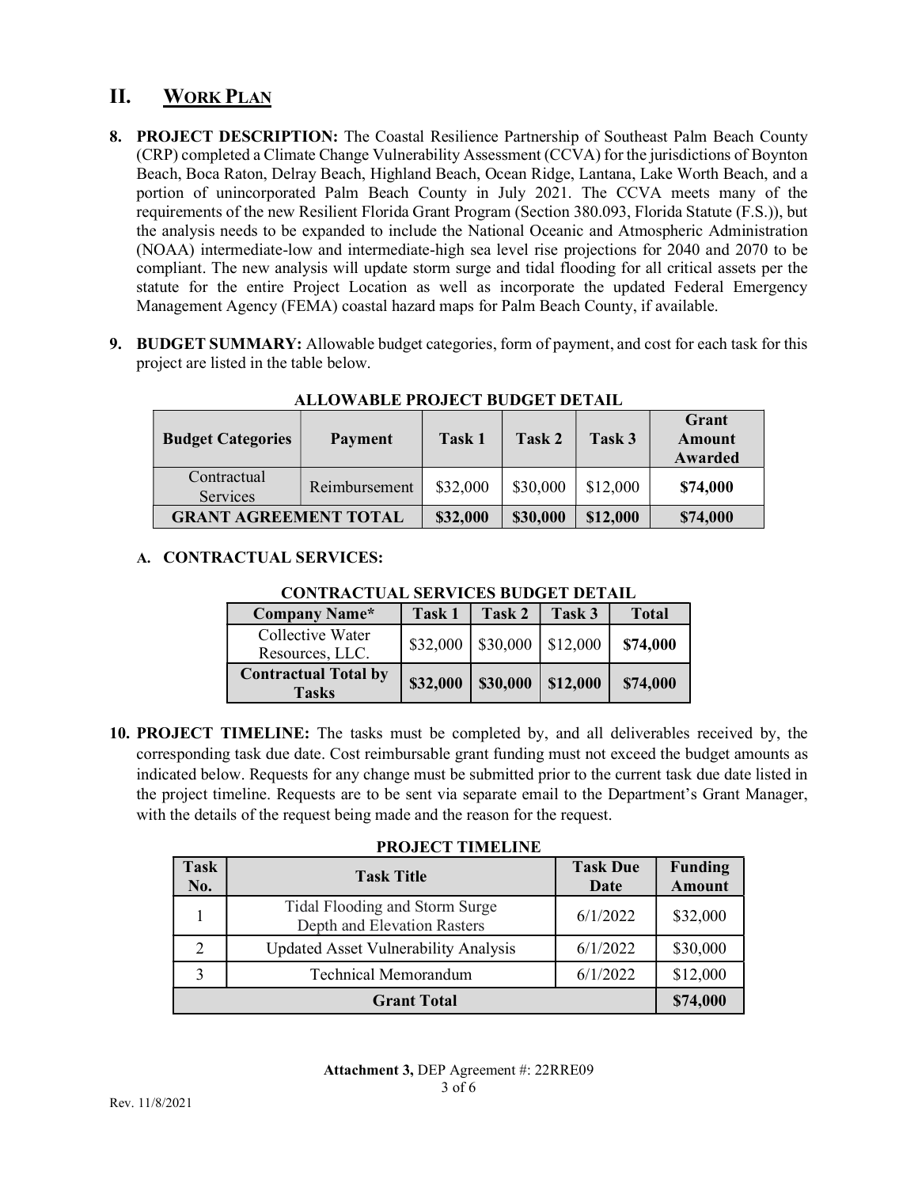## II. WORK PLAN

**8. PROJECT DESCRIPTION:** The Coastal Resilience Partnership of Southeast Palm Beach County (CRP) completed a Climate Change Vulnerability Assessment (CCVA) for the jurisdictions of Boynton Beach, Boca Raton, Delray Beach, Highland Beach, Ocean Ridge, Lantana, Lake Worth Beach, and a portion of unincorporated Palm Beach County in July 2021. The CCVA meets many of the requirements of the new Resilient Florida Grant Program (Section 380.093, Florida Statute (F.S.)), but the analysis needs to be expanded to include the National Oceanic and Atmospheric Administration (NOAA) intermediate-low and intermediate-high sea level rise projections for 2040 and 2070 to be compliant. The new analysis will update storm surge and tidal flooding for all critical assets per the statute for the entire Project Location as well as incorporate the updated Federal Emergency Management Agency (FEMA) coastal hazard maps for Palm Beach County, if available.

**9. BUDGET SUMMARY:** Allowable budget categories, form of payment, and cost for each task for this project are listed in the table below.

**ALLOWABLE PROJECT BUDGET DETAIL**

| Budget Categories | Payment | Task 1 | Task 2 | Task 3 | Grant Amount Awarded |
|---|---|---|---|---|---|
| Contractual Services | Reimbursement | $32,000 | $30,000 | $12,000 | **$74,000** |
| **GRANT AGREEMENT TOTAL** | | **$32,000** | **$30,000** | **$12,000** | **$74,000** |

**A. CONTRACTUAL SERVICES:**

**CONTRACTUAL SERVICES BUDGET DETAIL**

| Company Name* | Task 1 | Task 2 | Task 3 | Total |
|---|---|---|---|---|
| Collective Water Resources, LLC. | $32,000 | $30,000 | $12,000 | **$74,000** |
| **Contractual Total by Tasks** | **$32,000** | **$30,000** | **$12,000** | **$74,000** |

**10. PROJECT TIMELINE:** The tasks must be completed by, and all deliverables received by, the corresponding task due date. Cost reimbursable grant funding must not exceed the budget amounts as indicated below. Requests for any change must be submitted prior to the current task due date listed in the project timeline. Requests are to be sent via separate email to the Department's Grant Manager, with the details of the request being made and the reason for the request.

**PROJECT TIMELINE**

| Task No. | Task Title | Task Due Date | Funding Amount |
|---|---|---|---|
| 1 | Tidal Flooding and Storm Surge Depth and Elevation Rasters | 6/1/2022 | $32,000 |
| 2 | Updated Asset Vulnerability Analysis | 6/1/2022 | $30,000 |
| 3 | Technical Memorandum | 6/1/2022 | $12,000 |
| **Grant Total** | | | **$74,000** |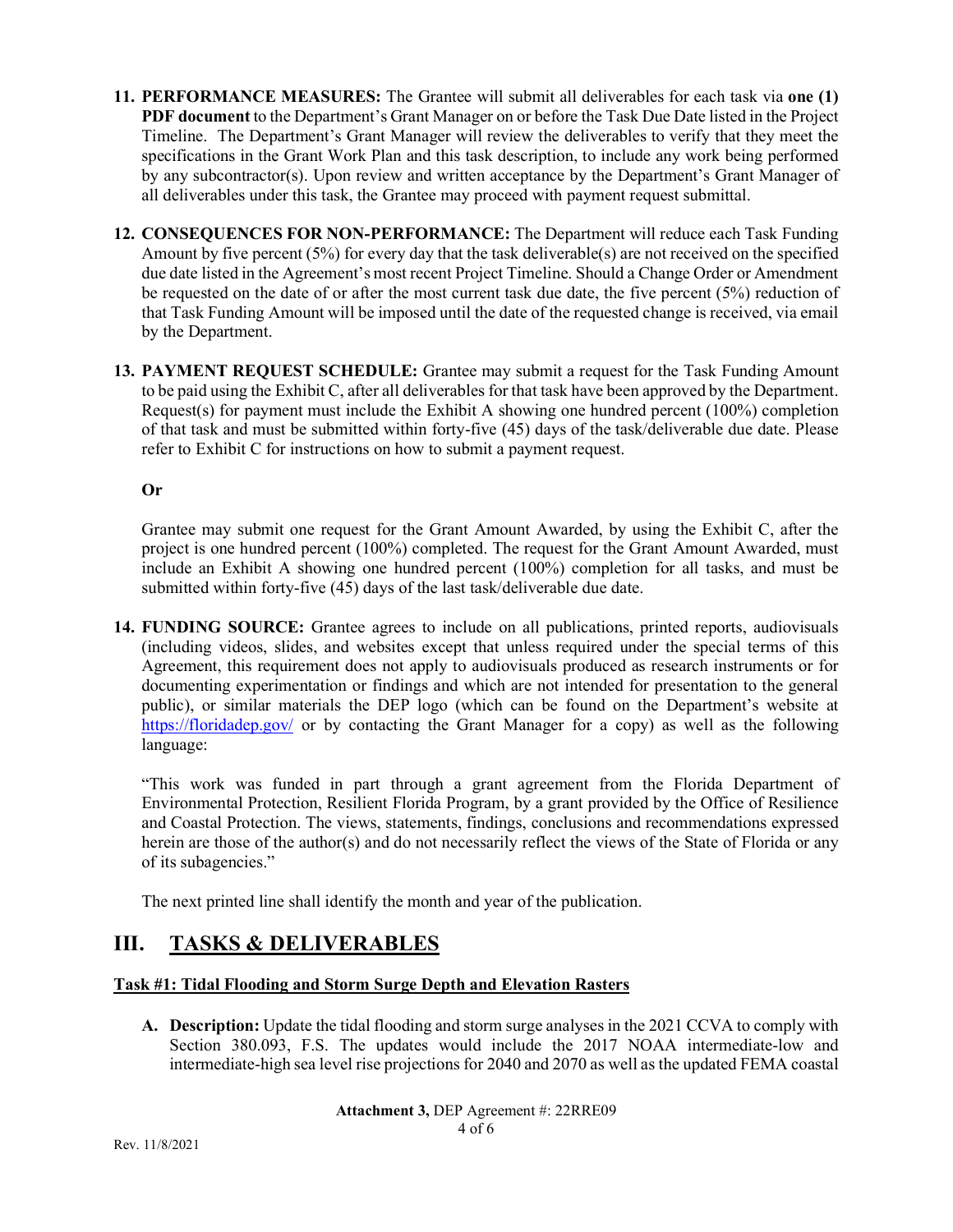11. **PERFORMANCE MEASURES:** The Grantee will submit all deliverables for each task via **one (1) PDF document** to the Department's Grant Manager on or before the Task Due Date listed in the Project Timeline. The Department's Grant Manager will review the deliverables to verify that they meet the specifications in the Grant Work Plan and this task description, to include any work being performed by any subcontractor(s). Upon review and written acceptance by the Department's Grant Manager of all deliverables under this task, the Grantee may proceed with payment request submittal.

12. **CONSEQUENCES FOR NON-PERFORMANCE:** The Department will reduce each Task Funding Amount by five percent (5%) for every day that the task deliverable(s) are not received on the specified due date listed in the Agreement's most recent Project Timeline. Should a Change Order or Amendment be requested on the date of or after the most current task due date, the five percent (5%) reduction of that Task Funding Amount will be imposed until the date of the requested change is received, via email by the Department.

13. **PAYMENT REQUEST SCHEDULE:** Grantee may submit a request for the Task Funding Amount to be paid using the Exhibit C, after all deliverables for that task have been approved by the Department. Request(s) for payment must include the Exhibit A showing one hundred percent (100%) completion of that task and must be submitted within forty-five (45) days of the task/deliverable due date. Please refer to Exhibit C for instructions on how to submit a payment request.

    **Or**

    Grantee may submit one request for the Grant Amount Awarded, by using the Exhibit C, after the project is one hundred percent (100%) completed. The request for the Grant Amount Awarded, must include an Exhibit A showing one hundred percent (100%) completion for all tasks, and must be submitted within forty-five (45) days of the last task/deliverable due date.

14. **FUNDING SOURCE:** Grantee agrees to include on all publications, printed reports, audiovisuals (including videos, slides, and websites except that unless required under the special terms of this Agreement, this requirement does not apply to audiovisuals produced as research instruments or for documenting experimentation or findings and which are not intended for presentation to the general public), or similar materials the DEP logo (which can be found on the Department's website at https://floridadep.gov/ or by contacting the Grant Manager for a copy) as well as the following language:

    "This work was funded in part through a grant agreement from the Florida Department of Environmental Protection, Resilient Florida Program, by a grant provided by the Office of Resilience and Coastal Protection. The views, statements, findings, conclusions and recommendations expressed herein are those of the author(s) and do not necessarily reflect the views of the State of Florida or any of its subagencies."

    The next printed line shall identify the month and year of the publication.

# III. TASKS & DELIVERABLES

### Task #1: Tidal Flooding and Storm Surge Depth and Elevation Rasters

A. **Description:** Update the tidal flooding and storm surge analyses in the 2021 CCVA to comply with Section 380.093, F.S. The updates would include the 2017 NOAA intermediate-low and intermediate-high sea level rise projections for 2040 and 2070 as well as the updated FEMA coastal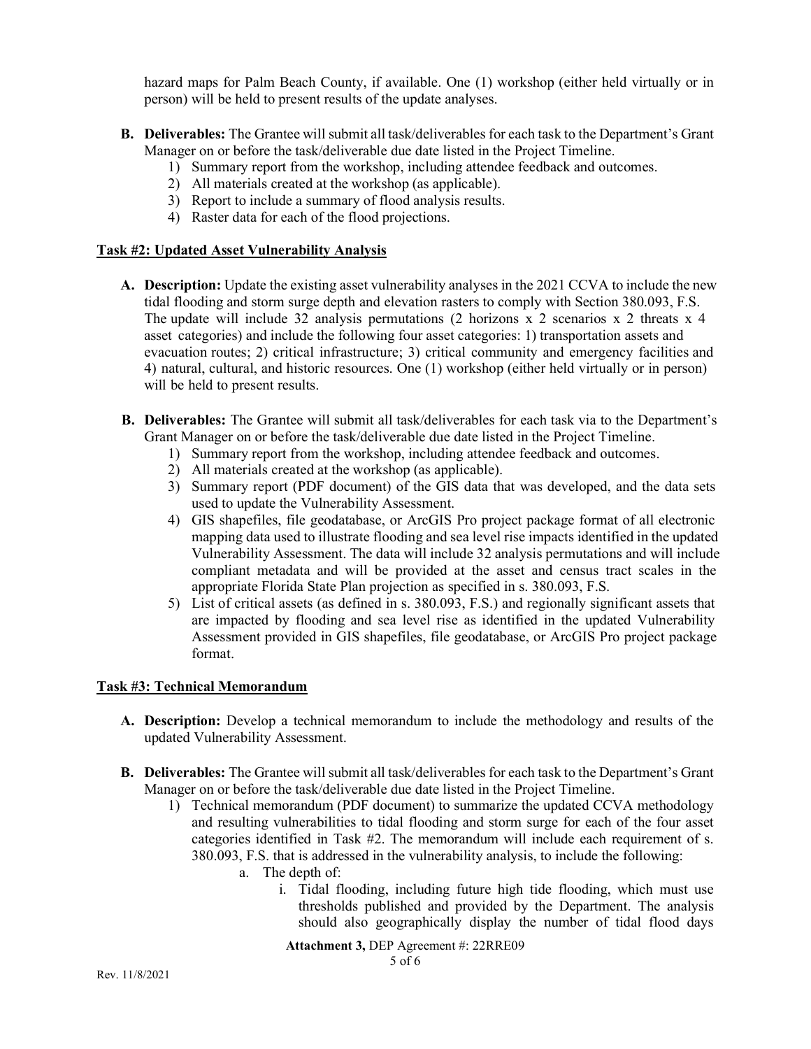hazard maps for Palm Beach County, if available. One (1) workshop (either held virtually or in person) will be held to present results of the update analyses.

**B. Deliverables:** The Grantee will submit all task/deliverables for each task to the Department's Grant Manager on or before the task/deliverable due date listed in the Project Timeline.

1) Summary report from the workshop, including attendee feedback and outcomes.
2) All materials created at the workshop (as applicable).
3) Report to include a summary of flood analysis results.
4) Raster data for each of the flood projections.

**Task #2: Updated Asset Vulnerability Analysis**

**A. Description:** Update the existing asset vulnerability analyses in the 2021 CCVA to include the new tidal flooding and storm surge depth and elevation rasters to comply with Section 380.093, F.S. The update will include 32 analysis permutations (2 horizons x 2 scenarios x 2 threats x 4 asset categories) and include the following four asset categories: 1) transportation assets and evacuation routes; 2) critical infrastructure; 3) critical community and emergency facilities and 4) natural, cultural, and historic resources. One (1) workshop (either held virtually or in person) will be held to present results.

**B. Deliverables:** The Grantee will submit all task/deliverables for each task via to the Department's Grant Manager on or before the task/deliverable due date listed in the Project Timeline.

1) Summary report from the workshop, including attendee feedback and outcomes.
2) All materials created at the workshop (as applicable).
3) Summary report (PDF document) of the GIS data that was developed, and the data sets used to update the Vulnerability Assessment.
4) GIS shapefiles, file geodatabase, or ArcGIS Pro project package format of all electronic mapping data used to illustrate flooding and sea level rise impacts identified in the updated Vulnerability Assessment. The data will include 32 analysis permutations and will include compliant metadata and will be provided at the asset and census tract scales in the appropriate Florida State Plan projection as specified in s. 380.093, F.S.
5) List of critical assets (as defined in s. 380.093, F.S.) and regionally significant assets that are impacted by flooding and sea level rise as identified in the updated Vulnerability Assessment provided in GIS shapefiles, file geodatabase, or ArcGIS Pro project package format.

**Task #3: Technical Memorandum**

**A. Description:** Develop a technical memorandum to include the methodology and results of the updated Vulnerability Assessment.

**B. Deliverables:** The Grantee will submit all task/deliverables for each task to the Department's Grant Manager on or before the task/deliverable due date listed in the Project Timeline.

1) Technical memorandum (PDF document) to summarize the updated CCVA methodology and resulting vulnerabilities to tidal flooding and storm surge for each of the four asset categories identified in Task #2. The memorandum will include each requirement of s. 380.093, F.S. that is addressed in the vulnerability analysis, to include the following:
    a. The depth of:
        i. Tidal flooding, including future high tide flooding, which must use thresholds published and provided by the Department. The analysis should also geographically display the number of tidal flood days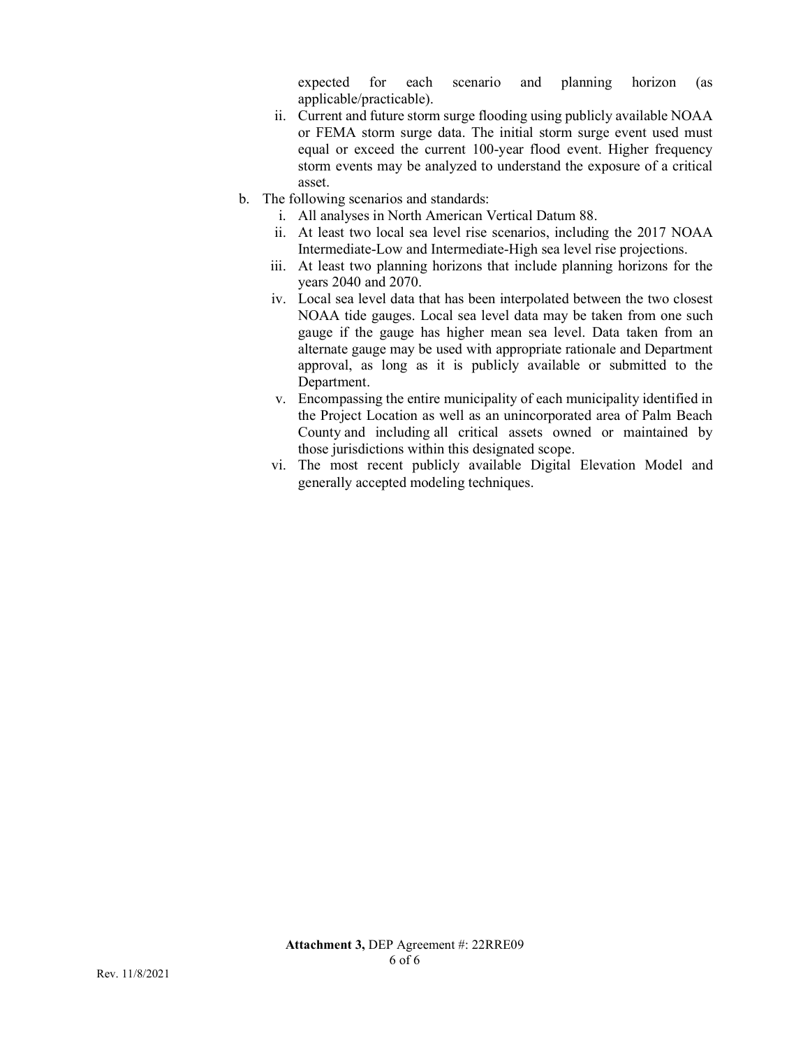expected for each scenario and planning horizon (as applicable/practicable).

ii. Current and future storm surge flooding using publicly available NOAA or FEMA storm surge data. The initial storm surge event used must equal or exceed the current 100-year flood event. Higher frequency storm events may be analyzed to understand the exposure of a critical asset.

b. The following scenarios and standards:

   i. All analyses in North American Vertical Datum 88.

   ii. At least two local sea level rise scenarios, including the 2017 NOAA Intermediate-Low and Intermediate-High sea level rise projections.

   iii. At least two planning horizons that include planning horizons for the years 2040 and 2070.

   iv. Local sea level data that has been interpolated between the two closest NOAA tide gauges. Local sea level data may be taken from one such gauge if the gauge has higher mean sea level. Data taken from an alternate gauge may be used with appropriate rationale and Department approval, as long as it is publicly available or submitted to the Department.

   v. Encompassing the entire municipality of each municipality identified in the Project Location as well as an unincorporated area of Palm Beach County and including all critical assets owned or maintained by those jurisdictions within this designated scope.

   vi. The most recent publicly available Digital Elevation Model and generally accepted modeling techniques.